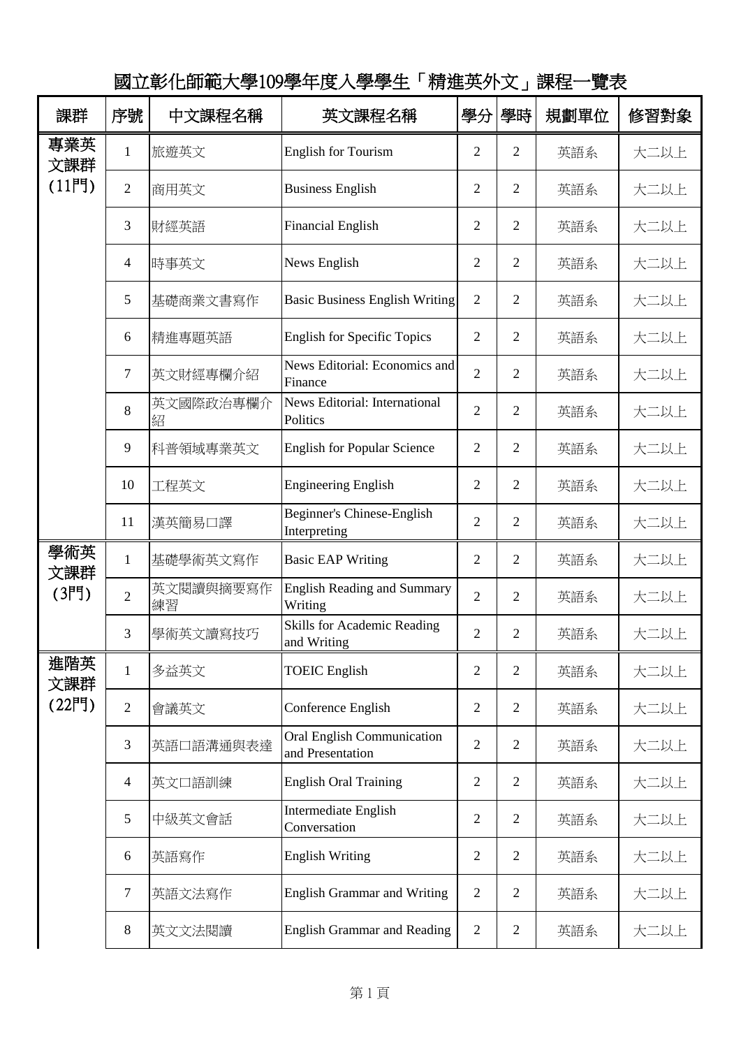# 國立彰化師範大學109學年度入學學生「精進英外文」課程一覽表

| 課群 | 序號 | 中文課程名稱 | 英文課程名稱 | 學分 | 學時 | 規劃單位 | 修習對象 |
|---|---|---|---|---|---|---|---|
| 專業英文課群(11門) | 1 | 旅遊英文 | English for Tourism | 2 | 2 | 英語系 | 大二以上 |
| | 2 | 商用英文 | Business English | 2 | 2 | 英語系 | 大二以上 |
| | 3 | 財經英語 | Financial English | 2 | 2 | 英語系 | 大二以上 |
| | 4 | 時事英文 | News English | 2 | 2 | 英語系 | 大二以上 |
| | 5 | 基礎商業文書寫作 | Basic Business English Writing | 2 | 2 | 英語系 | 大二以上 |
| | 6 | 精進專題英語 | English for Specific Topics | 2 | 2 | 英語系 | 大二以上 |
| | 7 | 英文財經專欄介紹 | News Editorial: Economics and Finance | 2 | 2 | 英語系 | 大二以上 |
| | 8 | 英文國際政治專欄介紹 | News Editorial: International Politics | 2 | 2 | 英語系 | 大二以上 |
| | 9 | 科普領域專業英文 | English for Popular Science | 2 | 2 | 英語系 | 大二以上 |
| | 10 | 工程英文 | Engineering English | 2 | 2 | 英語系 | 大二以上 |
| | 11 | 漢英簡易口譯 | Beginner's Chinese-English Interpreting | 2 | 2 | 英語系 | 大二以上 |
| 學術英文課群(3門) | 1 | 基礎學術英文寫作 | Basic EAP Writing | 2 | 2 | 英語系 | 大二以上 |
| | 2 | 英文閱讀與摘要寫作練習 | English Reading and Summary Writing | 2 | 2 | 英語系 | 大二以上 |
| | 3 | 學術英文讀寫技巧 | Skills for Academic Reading and Writing | 2 | 2 | 英語系 | 大二以上 |
| 進階英文課群(22門) | 1 | 多益英文 | TOEIC English | 2 | 2 | 英語系 | 大二以上 |
| | 2 | 會議英文 | Conference English | 2 | 2 | 英語系 | 大二以上 |
| | 3 | 英語口語溝通與表達 | Oral English Communication and Presentation | 2 | 2 | 英語系 | 大二以上 |
| | 4 | 英文口語訓練 | English Oral Training | 2 | 2 | 英語系 | 大二以上 |
| | 5 | 中級英文會話 | Intermediate English Conversation | 2 | 2 | 英語系 | 大二以上 |
| | 6 | 英語寫作 | English Writing | 2 | 2 | 英語系 | 大二以上 |
| | 7 | 英語文法寫作 | English Grammar and Writing | 2 | 2 | 英語系 | 大二以上 |
| | 8 | 英文文法閱讀 | English Grammar and Reading | 2 | 2 | 英語系 | 大二以上 |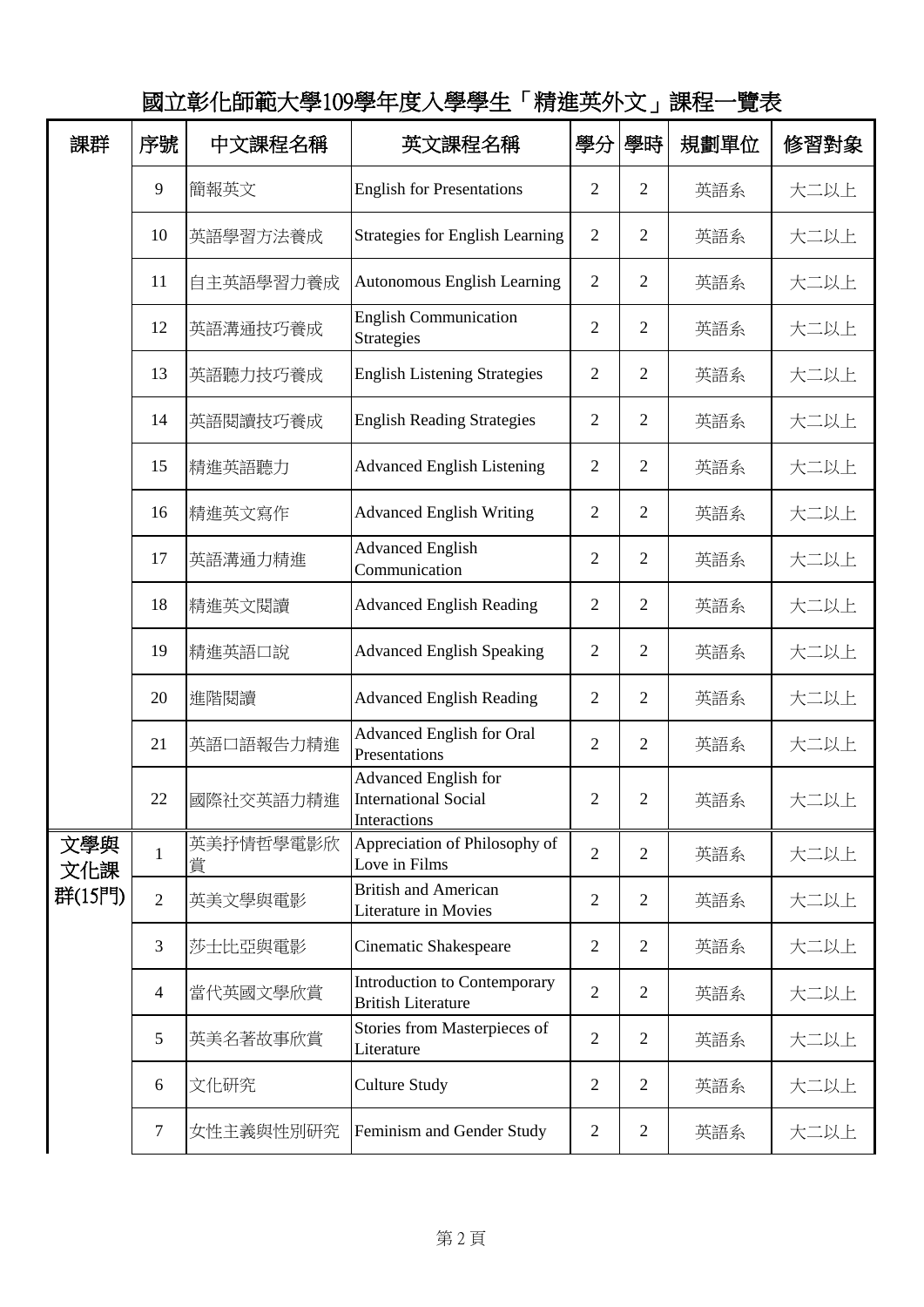# 國立彰化師範大學109學年度入學學生「精進英外文」課程一覽表

| 課群 | 序號 | 中文課程名稱 | 英文課程名稱 | 學分 | 學時 | 規劃單位 | 修習對象 |
|---|---|---|---|---|---|---|---|
| | 9 | 簡報英文 | English for Presentations | 2 | 2 | 英語系 | 大二以上 |
| | 10 | 英語學習方法養成 | Strategies for English Learning | 2 | 2 | 英語系 | 大二以上 |
| | 11 | 自主英語學習力養成 | Autonomous English Learning | 2 | 2 | 英語系 | 大二以上 |
| | 12 | 英語溝通技巧養成 | English Communication Strategies | 2 | 2 | 英語系 | 大二以上 |
| | 13 | 英語聽力技巧養成 | English Listening Strategies | 2 | 2 | 英語系 | 大二以上 |
| | 14 | 英語閱讀技巧養成 | English Reading Strategies | 2 | 2 | 英語系 | 大二以上 |
| | 15 | 精進英語聽力 | Advanced English Listening | 2 | 2 | 英語系 | 大二以上 |
| | 16 | 精進英文寫作 | Advanced English Writing | 2 | 2 | 英語系 | 大二以上 |
| | 17 | 英語溝通力精進 | Advanced English Communication | 2 | 2 | 英語系 | 大二以上 |
| | 18 | 精進英文閱讀 | Advanced English Reading | 2 | 2 | 英語系 | 大二以上 |
| | 19 | 精進英語口說 | Advanced English Speaking | 2 | 2 | 英語系 | 大二以上 |
| | 20 | 進階閱讀 | Advanced English Reading | 2 | 2 | 英語系 | 大二以上 |
| | 21 | 英語口語報告力精進 | Advanced English for Oral Presentations | 2 | 2 | 英語系 | 大二以上 |
| | 22 | 國際社交英語力精進 | Advanced English for International Social Interactions | 2 | 2 | 英語系 | 大二以上 |
| 文學與文化課群(15門) | 1 | 英美抒情哲學電影欣賞 | Appreciation of Philosophy of Love in Films | 2 | 2 | 英語系 | 大二以上 |
| | 2 | 英美文學與電影 | British and American Literature in Movies | 2 | 2 | 英語系 | 大二以上 |
| | 3 | 莎士比亞與電影 | Cinematic Shakespeare | 2 | 2 | 英語系 | 大二以上 |
| | 4 | 當代英國文學欣賞 | Introduction to Contemporary British Literature | 2 | 2 | 英語系 | 大二以上 |
| | 5 | 英美名著故事欣賞 | Stories from Masterpieces of Literature | 2 | 2 | 英語系 | 大二以上 |
| | 6 | 文化研究 | Culture Study | 2 | 2 | 英語系 | 大二以上 |
| | 7 | 女性主義與性別研究 | Feminism and Gender Study | 2 | 2 | 英語系 | 大二以上 |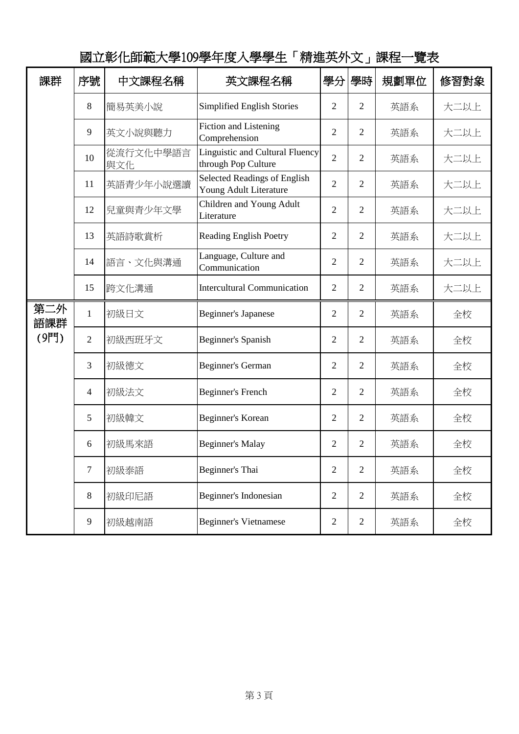# 國立彰化師範大學109學年度入學學生「精進英外文」課程一覽表

| 課群 | 序號 | 中文課程名稱 | 英文課程名稱 | 學分 | 學時 | 規劃單位 | 修習對象 |
|---|---|---|---|---|---|---|---|
| | 8 | 簡易英美小說 | Simplified English Stories | 2 | 2 | 英語系 | 大二以上 |
| | 9 | 英文小說與聽力 | Fiction and Listening Comprehension | 2 | 2 | 英語系 | 大二以上 |
| | 10 | 從流行文化中學語言與文化 | Linguistic and Cultural Fluency through Pop Culture | 2 | 2 | 英語系 | 大二以上 |
| | 11 | 英語青少年小說選讀 | Selected Readings of English Young Adult Literature | 2 | 2 | 英語系 | 大二以上 |
| | 12 | 兒童與青少年文學 | Children and Young Adult Literature | 2 | 2 | 英語系 | 大二以上 |
| | 13 | 英語詩歌賞析 | Reading English Poetry | 2 | 2 | 英語系 | 大二以上 |
| | 14 | 語言、文化與溝通 | Language, Culture and Communication | 2 | 2 | 英語系 | 大二以上 |
| | 15 | 跨文化溝通 | Intercultural Communication | 2 | 2 | 英語系 | 大二以上 |
| 第二外語課群 (9門) | 1 | 初級日文 | Beginner's Japanese | 2 | 2 | 英語系 | 全校 |
| | 2 | 初級西班牙文 | Beginner's Spanish | 2 | 2 | 英語系 | 全校 |
| | 3 | 初級德文 | Beginner's German | 2 | 2 | 英語系 | 全校 |
| | 4 | 初級法文 | Beginner's French | 2 | 2 | 英語系 | 全校 |
| | 5 | 初級韓文 | Beginner's Korean | 2 | 2 | 英語系 | 全校 |
| | 6 | 初級馬來語 | Beginner's Malay | 2 | 2 | 英語系 | 全校 |
| | 7 | 初級泰語 | Beginner's Thai | 2 | 2 | 英語系 | 全校 |
| | 8 | 初級印尼語 | Beginner's Indonesian | 2 | 2 | 英語系 | 全校 |
| | 9 | 初級越南語 | Beginner's Vietnamese | 2 | 2 | 英語系 | 全校 |